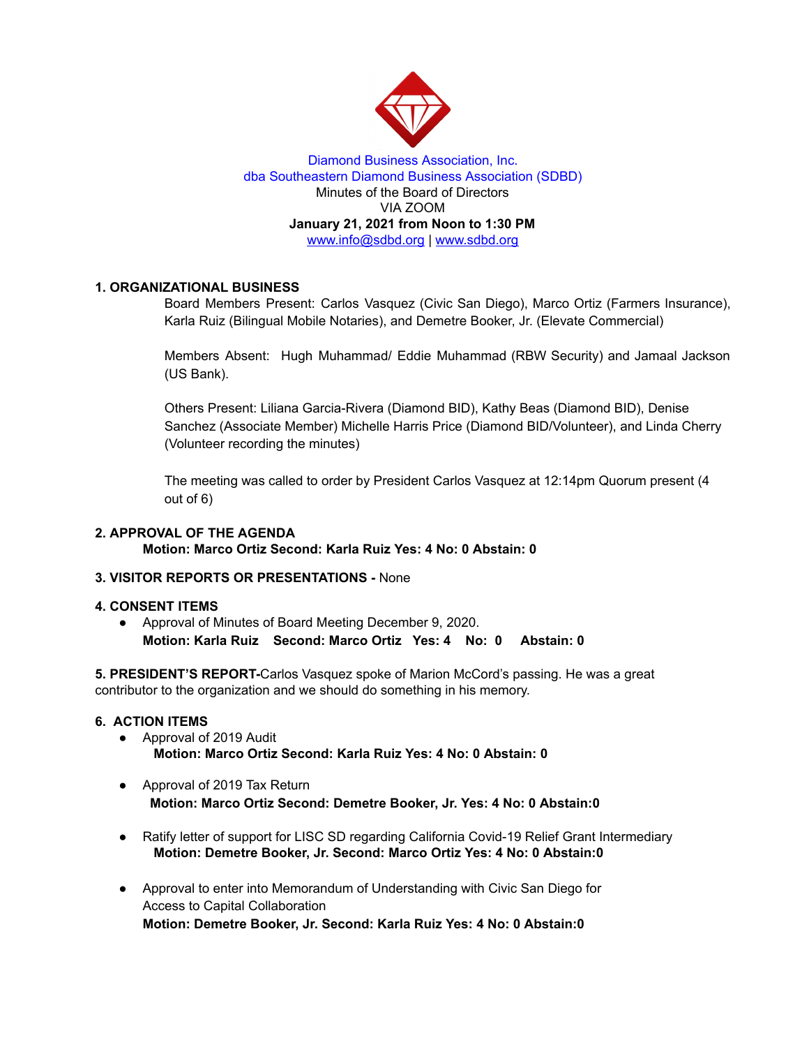Diamond Business Association, Inc.
dba Southeastern Diamond Business Association (SDBD)
Minutes of the Board of Directors
VIA ZOOM
**January 21, 2021 from Noon to 1:30 PM**
www.info@sdbd.org | www.sdbd.org

## 1. ORGANIZATIONAL BUSINESS

Board Members Present: Carlos Vasquez (Civic San Diego), Marco Ortiz (Farmers Insurance), Karla Ruiz (Bilingual Mobile Notaries), and Demetre Booker, Jr. (Elevate Commercial)

Members Absent: Hugh Muhammad/ Eddie Muhammad (RBW Security) and Jamaal Jackson (US Bank).

Others Present: Liliana Garcia-Rivera (Diamond BID), Kathy Beas (Diamond BID), Denise Sanchez (Associate Member) Michelle Harris Price (Diamond BID/Volunteer), and Linda Cherry (Volunteer recording the minutes)

The meeting was called to order by President Carlos Vasquez at 12:14pm Quorum present (4 out of 6)

## 2. APPROVAL OF THE AGENDA

**Motion: Marco Ortiz Second: Karla Ruiz Yes: 4 No: 0 Abstain: 0**

## 3. VISITOR REPORTS OR PRESENTATIONS - None

## 4. CONSENT ITEMS

- Approval of Minutes of Board Meeting December 9, 2020.
  **Motion: Karla Ruiz Second: Marco Ortiz Yes: 4 No: 0 Abstain: 0**

**5. PRESIDENT'S REPORT-**Carlos Vasquez spoke of Marion McCord's passing. He was a great contributor to the organization and we should do something in his memory.

## 6. ACTION ITEMS

- Approval of 2019 Audit
  **Motion: Marco Ortiz Second: Karla Ruiz Yes: 4 No: 0 Abstain: 0**

- Approval of 2019 Tax Return
  **Motion: Marco Ortiz Second: Demetre Booker, Jr. Yes: 4 No: 0 Abstain:0**

- Ratify letter of support for LISC SD regarding California Covid-19 Relief Grant Intermediary
  **Motion: Demetre Booker, Jr. Second: Marco Ortiz Yes: 4 No: 0 Abstain:0**

- Approval to enter into Memorandum of Understanding with Civic San Diego for Access to Capital Collaboration
  **Motion: Demetre Booker, Jr. Second: Karla Ruiz Yes: 4 No: 0 Abstain:0**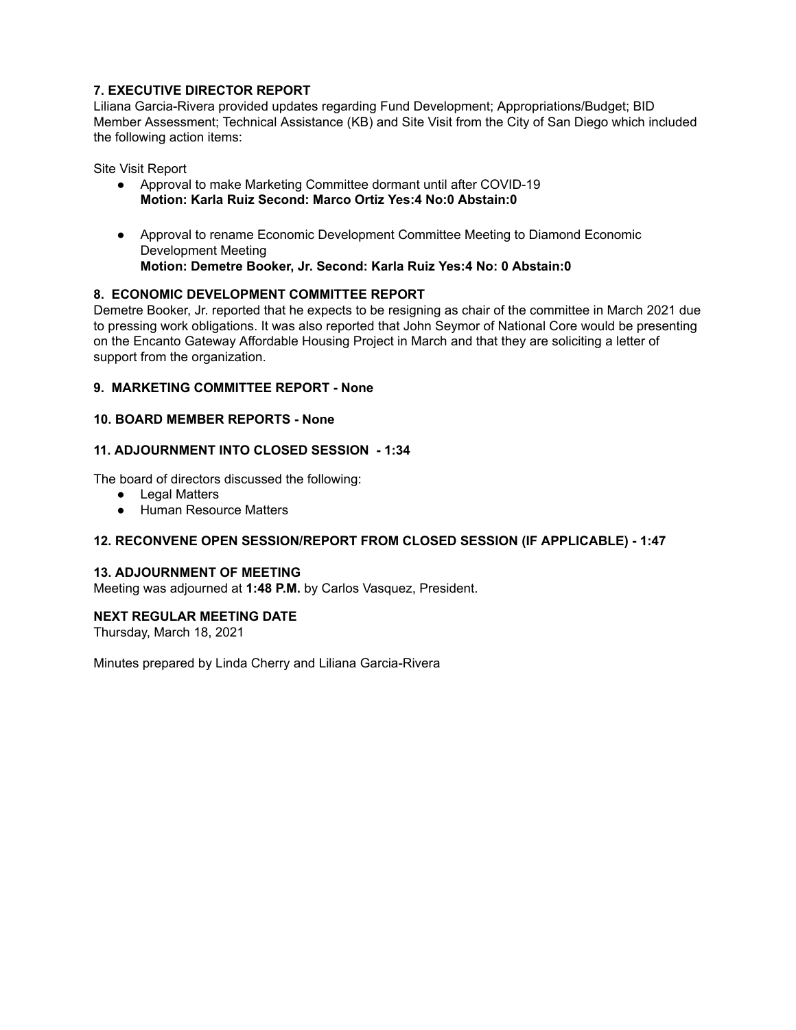### 7. EXECUTIVE DIRECTOR REPORT

Liliana Garcia-Rivera provided updates regarding Fund Development; Appropriations/Budget; BID Member Assessment; Technical Assistance (KB) and Site Visit from the City of San Diego which included the following action items:

Site Visit Report

- Approval to make Marketing Committee dormant until after COVID-19
  **Motion: Karla Ruiz Second: Marco Ortiz Yes:4 No:0 Abstain:0**

- Approval to rename Economic Development Committee Meeting to Diamond Economic Development Meeting
  **Motion: Demetre Booker, Jr. Second: Karla Ruiz Yes:4 No: 0 Abstain:0**

### 8. ECONOMIC DEVELOPMENT COMMITTEE REPORT

Demetre Booker, Jr. reported that he expects to be resigning as chair of the committee in March 2021 due to pressing work obligations. It was also reported that John Seymor of National Core would be presenting on the Encanto Gateway Affordable Housing Project in March and that they are soliciting a letter of support from the organization.

### 9. MARKETING COMMITTEE REPORT - None

### 10. BOARD MEMBER REPORTS - None

### 11. ADJOURNMENT INTO CLOSED SESSION - 1:34

The board of directors discussed the following:

- Legal Matters
- Human Resource Matters

### 12. RECONVENE OPEN SESSION/REPORT FROM CLOSED SESSION (IF APPLICABLE) - 1:47

### 13. ADJOURNMENT OF MEETING

Meeting was adjourned at **1:48 P.M.** by Carlos Vasquez, President.

### NEXT REGULAR MEETING DATE

Thursday, March 18, 2021

Minutes prepared by Linda Cherry and Liliana Garcia-Rivera